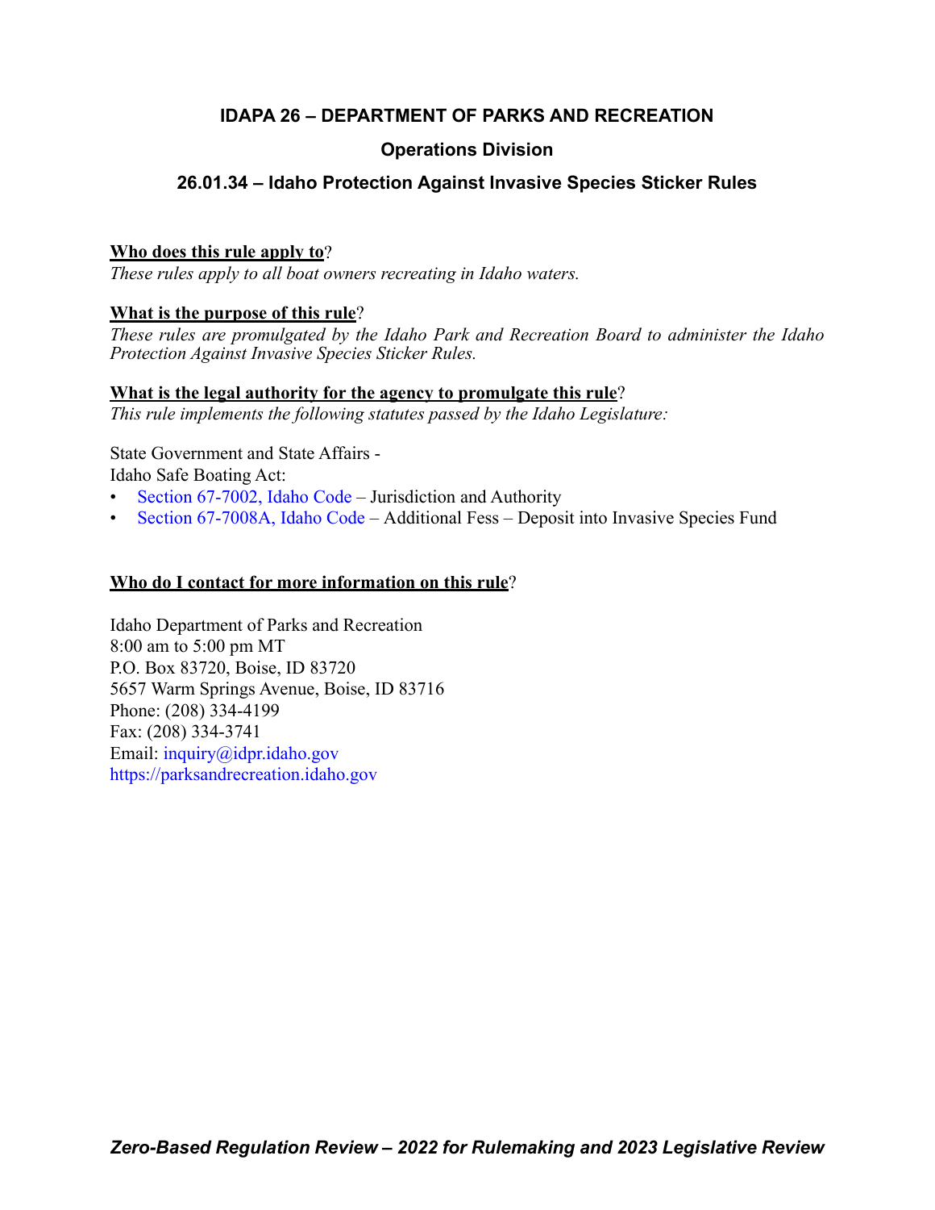## IDAPA 26 – DEPARTMENT OF PARKS AND RECREATION

### Operations Division

### 26.01.34 – Idaho Protection Against Invasive Species Sticker Rules

**Who does this rule apply to**?

*These rules apply to all boat owners recreating in Idaho waters.*

**What is the purpose of this rule**?

*These rules are promulgated by the Idaho Park and Recreation Board to administer the Idaho Protection Against Invasive Species Sticker Rules.*

**What is the legal authority for the agency to promulgate this rule**?

*This rule implements the following statutes passed by the Idaho Legislature:*

State Government and State Affairs -
Idaho Safe Boating Act:

- Section 67-7002, Idaho Code – Jurisdiction and Authority
- Section 67-7008A, Idaho Code – Additional Fess – Deposit into Invasive Species Fund

**Who do I contact for more information on this rule**?

Idaho Department of Parks and Recreation
8:00 am to 5:00 pm MT
P.O. Box 83720, Boise, ID 83720
5657 Warm Springs Avenue, Boise, ID 83716
Phone: (208) 334-4199
Fax: (208) 334-3741
Email: inquiry@idpr.idaho.gov
https://parksandrecreation.idaho.gov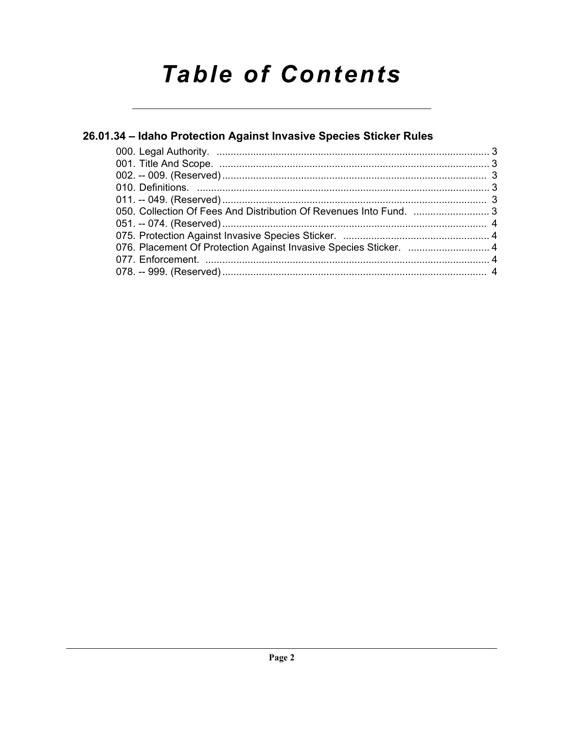# Table of Contents

## 26.01.34 – Idaho Protection Against Invasive Species Sticker Rules

000. Legal Authority. ........................................................................................ 3
001. Title And Scope. ........................................................................................ 3
002. -- 009. (Reserved) ........................................................................................ 3
010. Definitions. ........................................................................................ 3
011. -- 049. (Reserved) ........................................................................................ 3
050. Collection Of Fees And Distribution Of Revenues Into Fund. ........................ 3
051. -- 074. (Reserved) ........................................................................................ 4
075. Protection Against Invasive Species Sticker. ................................................ 4
076. Placement Of Protection Against Invasive Species Sticker. ........................ 4
077. Enforcement. ........................................................................................ 4
078. -- 999. (Reserved) ........................................................................................ 4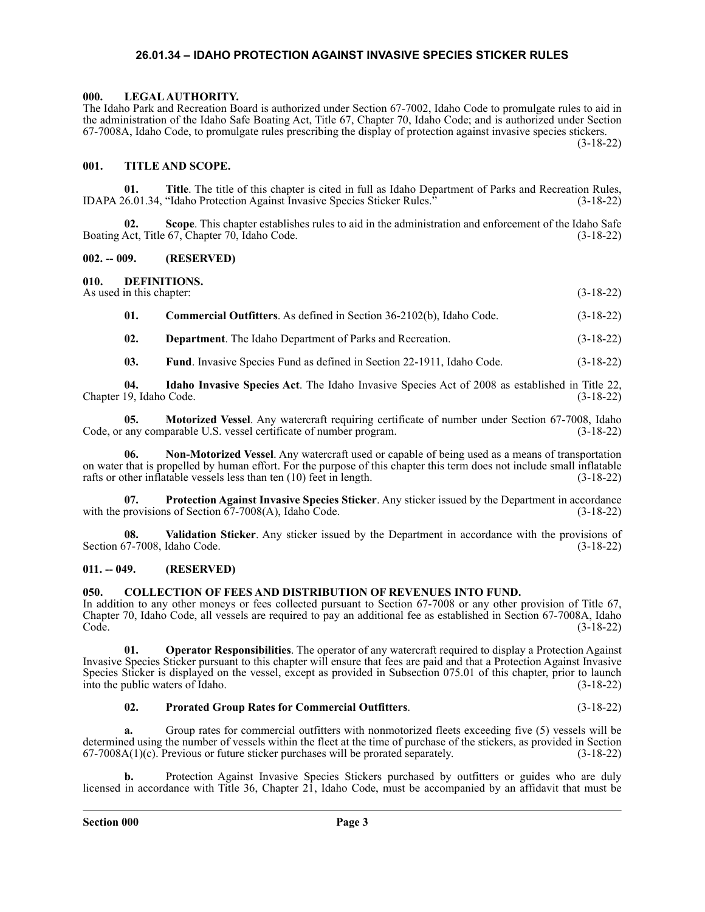# 26.01.34 – IDAHO PROTECTION AGAINST INVASIVE SPECIES STICKER RULES

## 000. LEGAL AUTHORITY.

The Idaho Park and Recreation Board is authorized under Section 67-7002, Idaho Code to promulgate rules to aid in the administration of the Idaho Safe Boating Act, Title 67, Chapter 70, Idaho Code; and is authorized under Section 67-7008A, Idaho Code, to promulgate rules prescribing the display of protection against invasive species stickers. (3-18-22)

## 001. TITLE AND SCOPE.

**01. Title**. The title of this chapter is cited in full as Idaho Department of Parks and Recreation Rules, IDAPA 26.01.34, "Idaho Protection Against Invasive Species Sticker Rules." (3-18-22)

**02. Scope**. This chapter establishes rules to aid in the administration and enforcement of the Idaho Safe Boating Act, Title 67, Chapter 70, Idaho Code. (3-18-22)

## 002. -- 009. (RESERVED)

## 010. DEFINITIONS.

As used in this chapter: (3-18-22)

**01. Commercial Outfitters**. As defined in Section 36-2102(b), Idaho Code. (3-18-22)

**02. Department**. The Idaho Department of Parks and Recreation. (3-18-22)

**03. Fund**. Invasive Species Fund as defined in Section 22-1911, Idaho Code. (3-18-22)

**04. Idaho Invasive Species Act**. The Idaho Invasive Species Act of 2008 as established in Title 22, Chapter 19, Idaho Code. (3-18-22)

**05. Motorized Vessel**. Any watercraft requiring certificate of number under Section 67-7008, Idaho Code, or any comparable U.S. vessel certificate of number program. (3-18-22)

**06. Non-Motorized Vessel**. Any watercraft used or capable of being used as a means of transportation on water that is propelled by human effort. For the purpose of this chapter this term does not include small inflatable rafts or other inflatable vessels less than ten (10) feet in length. (3-18-22)

**07. Protection Against Invasive Species Sticker**. Any sticker issued by the Department in accordance with the provisions of Section 67-7008(A), Idaho Code. (3-18-22)

**08. Validation Sticker**. Any sticker issued by the Department in accordance with the provisions of Section 67-7008, Idaho Code. (3-18-22)

## 011. -- 049. (RESERVED)

## 050. COLLECTION OF FEES AND DISTRIBUTION OF REVENUES INTO FUND.

In addition to any other moneys or fees collected pursuant to Section 67-7008 or any other provision of Title 67, Chapter 70, Idaho Code, all vessels are required to pay an additional fee as established in Section 67-7008A, Idaho Code. (3-18-22)

**01. Operator Responsibilities**. The operator of any watercraft required to display a Protection Against Invasive Species Sticker pursuant to this chapter will ensure that fees are paid and that a Protection Against Invasive Species Sticker is displayed on the vessel, except as provided in Subsection 075.01 of this chapter, prior to launch into the public waters of Idaho. (3-18-22)

**02. Prorated Group Rates for Commercial Outfitters**. (3-18-22)

**a.** Group rates for commercial outfitters with nonmotorized fleets exceeding five (5) vessels will be determined using the number of vessels within the fleet at the time of purchase of the stickers, as provided in Section 67-7008A(1)(c). Previous or future sticker purchases will be prorated separately. (3-18-22)

**b.** Protection Against Invasive Species Stickers purchased by outfitters or guides who are duly licensed in accordance with Title 36, Chapter 21, Idaho Code, must be accompanied by an affidavit that must be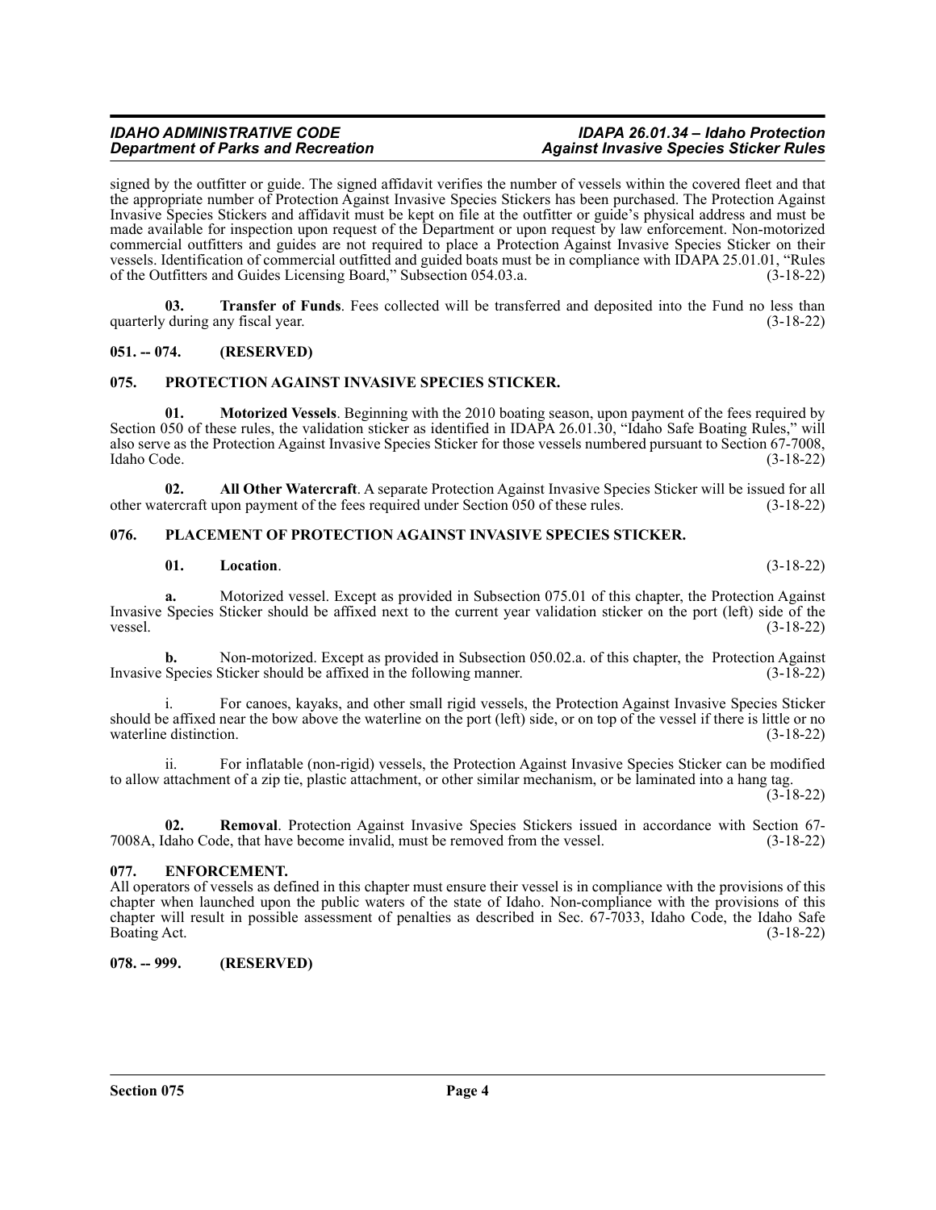signed by the outfitter or guide. The signed affidavit verifies the number of vessels within the covered fleet and that the appropriate number of Protection Against Invasive Species Stickers has been purchased. The Protection Against Invasive Species Stickers and affidavit must be kept on file at the outfitter or guide's physical address and must be made available for inspection upon request of the Department or upon request by law enforcement. Non-motorized commercial outfitters and guides are not required to place a Protection Against Invasive Species Sticker on their vessels. Identification of commercial outfitted and guided boats must be in compliance with IDAPA 25.01.01, "Rules of the Outfitters and Guides Licensing Board," Subsection 054.03.a. (3-18-22)

**03. Transfer of Funds**. Fees collected will be transferred and deposited into the Fund no less than quarterly during any fiscal year. (3-18-22)

**051. -- 074. (RESERVED)**

**075. PROTECTION AGAINST INVASIVE SPECIES STICKER.**

**01. Motorized Vessels**. Beginning with the 2010 boating season, upon payment of the fees required by Section 050 of these rules, the validation sticker as identified in IDAPA 26.01.30, "Idaho Safe Boating Rules," will also serve as the Protection Against Invasive Species Sticker for those vessels numbered pursuant to Section 67-7008, Idaho Code. (3-18-22)

**02. All Other Watercraft**. A separate Protection Against Invasive Species Sticker will be issued for all other watercraft upon payment of the fees required under Section 050 of these rules. (3-18-22)

**076. PLACEMENT OF PROTECTION AGAINST INVASIVE SPECIES STICKER.**

**01. Location**. (3-18-22)

**a.** Motorized vessel. Except as provided in Subsection 075.01 of this chapter, the Protection Against Invasive Species Sticker should be affixed next to the current year validation sticker on the port (left) side of the vessel. (3-18-22)

**b.** Non-motorized. Except as provided in Subsection 050.02.a. of this chapter, the Protection Against Invasive Species Sticker should be affixed in the following manner. (3-18-22)

i. For canoes, kayaks, and other small rigid vessels, the Protection Against Invasive Species Sticker should be affixed near the bow above the waterline on the port (left) side, or on top of the vessel if there is little or no waterline distinction. (3-18-22)

ii. For inflatable (non-rigid) vessels, the Protection Against Invasive Species Sticker can be modified to allow attachment of a zip tie, plastic attachment, or other similar mechanism, or be laminated into a hang tag. (3-18-22)

**02. Removal**. Protection Against Invasive Species Stickers issued in accordance with Section 67-7008A, Idaho Code, that have become invalid, must be removed from the vessel. (3-18-22)

**077. ENFORCEMENT.**

All operators of vessels as defined in this chapter must ensure their vessel is in compliance with the provisions of this chapter when launched upon the public waters of the state of Idaho. Non-compliance with the provisions of this chapter will result in possible assessment of penalties as described in Sec. 67-7033, Idaho Code, the Idaho Safe Boating Act. (3-18-22)

**078. -- 999. (RESERVED)**